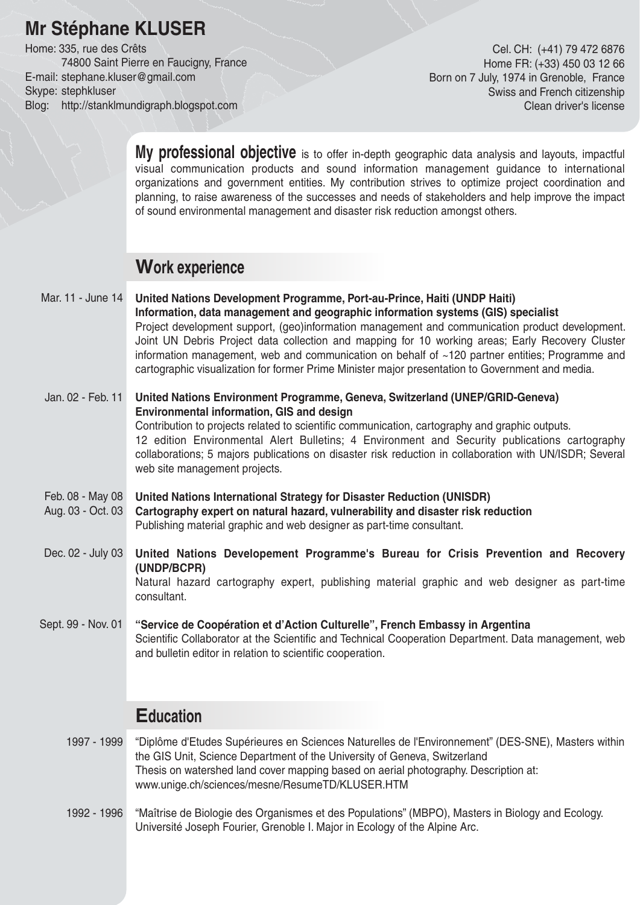# Mr Stéphane KLUSER

Home: 335, rue des Crêts
74800 Saint Pierre en Faucigny, France
E-mail: stephane.kluser@gmail.com
Skype: stephkluser
Blog: http://stanklmundigraph.blogspot.com

Cel. CH: (+41) 79 472 6876
Home FR: (+33) 450 03 12 66
Born on 7 July, 1974 in Grenoble, France
Swiss and French citizenship
Clean driver's license

**My professional objective** is to offer in-depth geographic data analysis and layouts, impactful visual communication products and sound information management guidance to international organizations and government entities. My contribution strives to optimize project coordination and planning, to raise awareness of the successes and needs of stakeholders and help improve the impact of sound environmental management and disaster risk reduction amongst others.

## Work experience

**Mar. 11 - June 14** — **United Nations Development Programme, Port-au-Prince, Haiti (UNDP Haiti)**
**Information, data management and geographic information systems (GIS) specialist**
Project development support, (geo)information management and communication product development. Joint UN Debris Project data collection and mapping for 10 working areas; Early Recovery Cluster information management, web and communication on behalf of ~120 partner entities; Programme and cartographic visualization for former Prime Minister major presentation to Government and media.

**Jan. 02 - Feb. 11** — **United Nations Environment Programme, Geneva, Switzerland (UNEP/GRID-Geneva)**
**Environmental information, GIS and design**
Contribution to projects related to scientific communication, cartography and graphic outputs.
12 edition Environmental Alert Bulletins; 4 Environment and Security publications cartography collaborations; 5 majors publications on disaster risk reduction in collaboration with UN/ISDR; Several web site management projects.

**Feb. 08 - May 08**
**Aug. 03 - Oct. 03** — **United Nations International Strategy for Disaster Reduction (UNISDR)**
**Cartography expert on natural hazard, vulnerability and disaster risk reduction**
Publishing material graphic and web designer as part-time consultant.

**Dec. 02 - July 03** — **United Nations Developement Programme's Bureau for Crisis Prevention and Recovery (UNDP/BCPR)**
Natural hazard cartography expert, publishing material graphic and web designer as part-time consultant.

**Sept. 99 - Nov. 01** — **"Service de Coopération et d'Action Culturelle", French Embassy in Argentina**
Scientific Collaborator at the Scientific and Technical Cooperation Department. Data management, web and bulletin editor in relation to scientific cooperation.

## Education

**1997 - 1999** — "Diplôme d'Etudes Supérieures en Sciences Naturelles de l'Environnement" (DES-SNE), Masters within the GIS Unit, Science Department of the University of Geneva, Switzerland
Thesis on watershed land cover mapping based on aerial photography. Description at:
www.unige.ch/sciences/mesne/ResumeTD/KLUSER.HTM

**1992 - 1996** — "Maîtrise de Biologie des Organismes et des Populations" (MBPO), Masters in Biology and Ecology.
Université Joseph Fourier, Grenoble I. Major in Ecology of the Alpine Arc.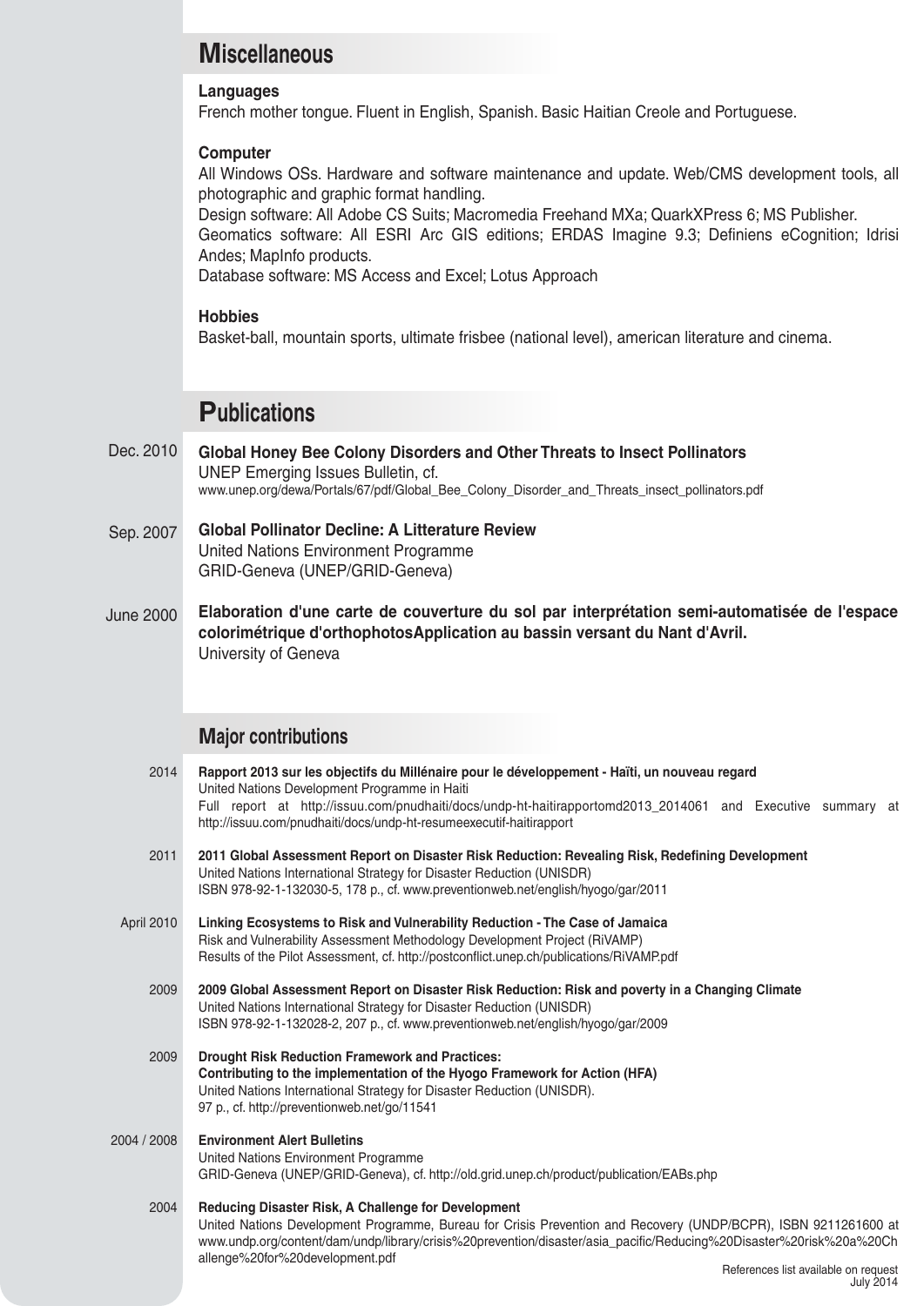## Miscellaneous

**Languages**
French mother tongue. Fluent in English, Spanish. Basic Haitian Creole and Portuguese.

**Computer**
All Windows OSs. Hardware and software maintenance and update. Web/CMS development tools, all photographic and graphic format handling.
Design software: All Adobe CS Suits; Macromedia Freehand MXa; QuarkXPress 6; MS Publisher.
Geomatics software: All ESRI Arc GIS editions; ERDAS Imagine 9.3; Definiens eCognition; Idrisi Andes; MapInfo products.
Database software: MS Access and Excel; Lotus Approach

**Hobbies**
Basket-ball, mountain sports, ultimate frisbee (national level), american literature and cinema.

## Publications

Dec. 2010 — **Global Honey Bee Colony Disorders and Other Threats to Insect Pollinators**
UNEP Emerging Issues Bulletin, cf.
www.unep.org/dewa/Portals/67/pdf/Global_Bee_Colony_Disorder_and_Threats_insect_pollinators.pdf

Sep. 2007 — **Global Pollinator Decline: A Litterature Review**
United Nations Environment Programme
GRID-Geneva (UNEP/GRID-Geneva)

June 2000 — **Elaboration d'une carte de couverture du sol par interprétation semi-automatisée de l'espace colorimétrique d'orthophotosApplication au bassin versant du Nant d'Avril.**
University of Geneva

## Major contributions

2014 — **Rapport 2013 sur les objectifs du Millénaire pour le développement - Haïti, un nouveau regard**
United Nations Development Programme in Haiti
Full report at http://issuu.com/pnudhaiti/docs/undp-ht-haitirapportomd2013_2014061 and Executive summary at http://issuu.com/pnudhaiti/docs/undp-ht-resumeexecutif-haitirapport

2011 — **2011 Global Assessment Report on Disaster Risk Reduction: Revealing Risk, Redefining Development**
United Nations International Strategy for Disaster Reduction (UNISDR)
ISBN 978-92-1-132030-5, 178 p., cf. www.preventionweb.net/english/hyogo/gar/2011

April 2010 — **Linking Ecosystems to Risk and Vulnerability Reduction - The Case of Jamaica**
Risk and Vulnerability Assessment Methodology Development Project (RiVAMP)
Results of the Pilot Assessment, cf. http://postconflict.unep.ch/publications/RiVAMP.pdf

2009 — **2009 Global Assessment Report on Disaster Risk Reduction: Risk and poverty in a Changing Climate**
United Nations International Strategy for Disaster Reduction (UNISDR)
ISBN 978-92-1-132028-2, 207 p., cf. www.preventionweb.net/english/hyogo/gar/2009

2009 — **Drought Risk Reduction Framework and Practices:**
**Contributing to the implementation of the Hyogo Framework for Action (HFA)**
United Nations International Strategy for Disaster Reduction (UNISDR).
97 p., cf. http://preventionweb.net/go/11541

2004 / 2008 — **Environment Alert Bulletins**
United Nations Environment Programme
GRID-Geneva (UNEP/GRID-Geneva), cf. http://old.grid.unep.ch/product/publication/EABs.php

2004 — **Reducing Disaster Risk, A Challenge for Development**
United Nations Development Programme, Bureau for Crisis Prevention and Recovery (UNDP/BCPR), ISBN 9211261600 at www.undp.org/content/dam/undp/library/crisis%20prevention/disaster/asia_pacific/Reducing%20Disaster%20risk%20a%20Challenge%20for%20development.pdf

References list available on request
July 2014